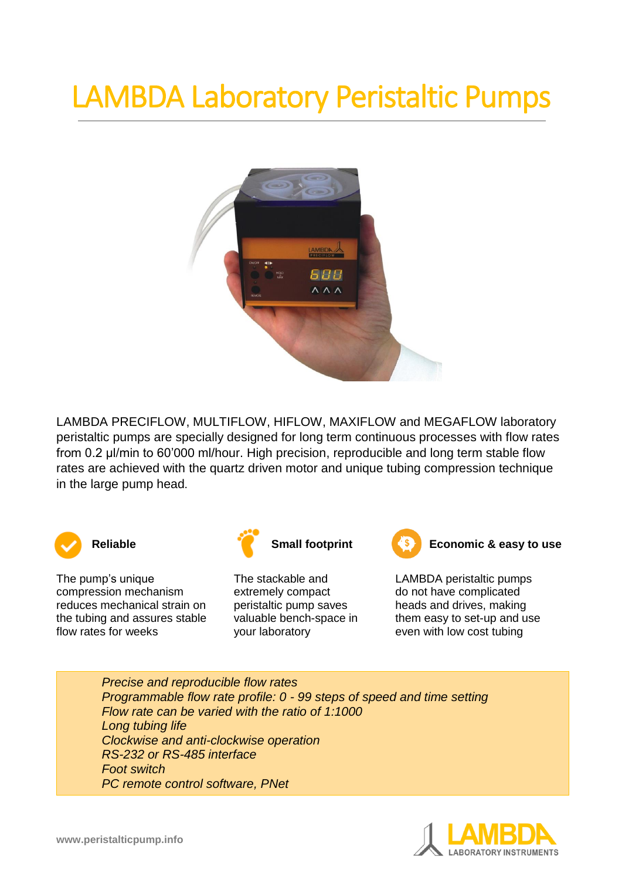# LAMBDA Laboratory Peristaltic Pumps

LAMBDA PRECIFLOW, MULTIFLOW, HIFLOW, MAXIFLOW and MEGAFLOW laboratory peristaltic pumps are specially designed for long term continuous processes with flow rates from 0.2 µl/min to 60’000 ml/hour. High precision, reproducible and long term stable flow rates are achieved with the quartz driven motor and unique tubing compression technique in the large pump head.

### Reliable

The pump’s unique compression mechanism reduces mechanical strain on the tubing and assures stable flow rates for weeks

### Small footprint

The stackable and extremely compact peristaltic pump saves valuable bench-space in your laboratory

### Economic & easy to use

LAMBDA peristaltic pumps do not have complicated heads and drives, making them easy to set-up and use even with low cost tubing

*Precise and reproducible flow rates*
*Programmable flow rate profile: 0 - 99 steps of speed and time setting*
*Flow rate can be varied with the ratio of 1:1000*
*Long tubing life*
*Clockwise and anti-clockwise operation*
*RS-232 or RS-485 interface*
*Foot switch*
*PC remote control software, PNet*

www.peristalticpump.info

LAMBDA LABORATORY INSTRUMENTS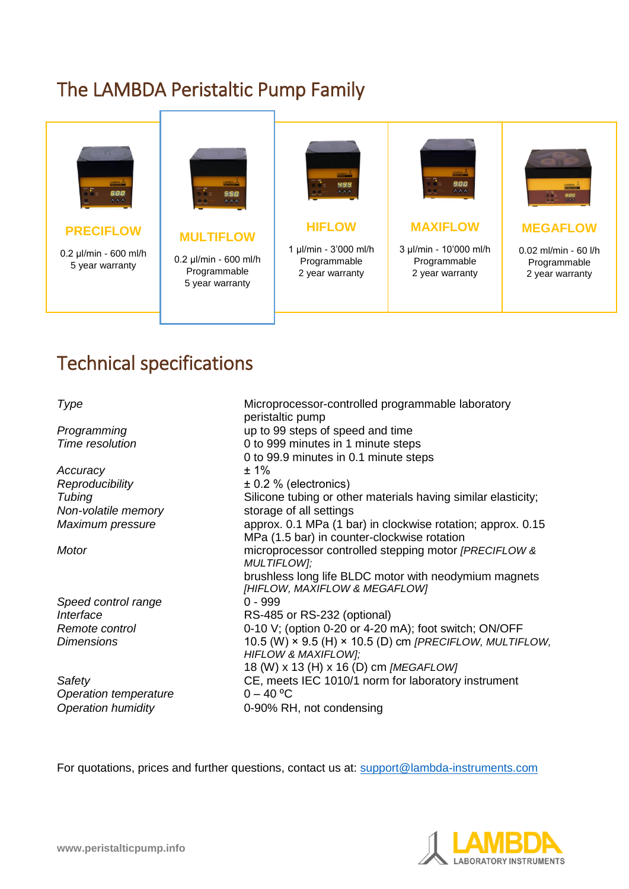## The LAMBDA Peristaltic Pump Family

| PRECIFLOW | MULTIFLOW | HIFLOW | MAXIFLOW | MEGAFLOW |
|---|---|---|---|---|
| 0.2 µl/min - 600 ml/h<br>5 year warranty | 0.2 µl/min - 600 ml/h<br>Programmable<br>5 year warranty | 1 µl/min - 3'000 ml/h<br>Programmable<br>2 year warranty | 3 µl/min - 10'000 ml/h<br>Programmable<br>2 year warranty | 0.02 ml/min - 60 l/h<br>Programmable<br>2 year warranty |

## Technical specifications

| | |
|---|---|
| *Type* | Microprocessor-controlled programmable laboratory peristaltic pump |
| *Programming* | up to 99 steps of speed and time |
| *Time resolution* | 0 to 999 minutes in 1 minute steps<br>0 to 99.9 minutes in 0.1 minute steps |
| *Accuracy* | ± 1% |
| *Reproducibility* | ± 0.2 % (electronics) |
| *Tubing* | Silicone tubing or other materials having similar elasticity; |
| *Non-volatile memory* | storage of all settings |
| *Maximum pressure* | approx. 0.1 MPa (1 bar) in clockwise rotation; approx. 0.15 MPa (1.5 bar) in counter-clockwise rotation |
| *Motor* | microprocessor controlled stepping motor *[PRECIFLOW & MULTIFLOW];*<br>brushless long life BLDC motor with neodymium magnets *[HIFLOW, MAXIFLOW & MEGAFLOW]* |
| *Speed control range* | 0 - 999 |
| *Interface* | RS-485 or RS-232 (optional) |
| *Remote control* | 0-10 V; (option 0-20 or 4-20 mA); foot switch; ON/OFF |
| *Dimensions* | 10.5 (W) × 9.5 (H) × 10.5 (D) cm *[PRECIFLOW, MULTIFLOW, HIFLOW & MAXIFLOW];*<br>18 (W) x 13 (H) x 16 (D) cm *[MEGAFLOW]* |
| *Safety* | CE, meets IEC 1010/1 norm for laboratory instrument |
| *Operation temperature* | 0 – 40 ºC |
| *Operation humidity* | 0-90% RH, not condensing |

For quotations, prices and further questions, contact us at: support@lambda-instruments.com

www.peristalticpump.info

LAMBDA LABORATORY INSTRUMENTS